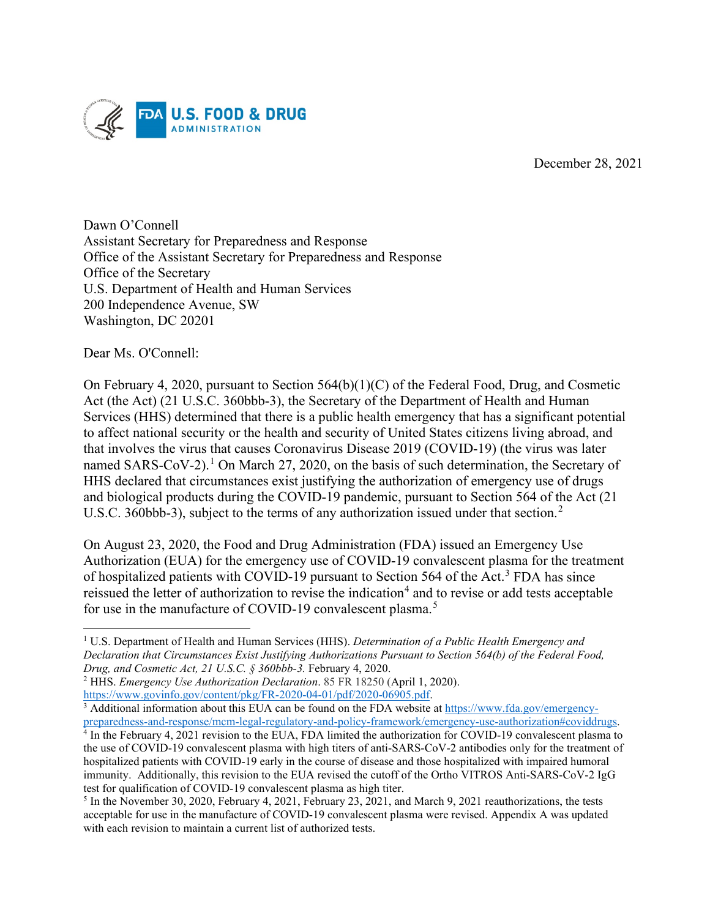December 28, 2021

Dawn O'Connell
Assistant Secretary for Preparedness and Response
Office of the Assistant Secretary for Preparedness and Response
Office of the Secretary
U.S. Department of Health and Human Services
200 Independence Avenue, SW
Washington, DC 20201

Dear Ms. O'Connell:

On February 4, 2020, pursuant to Section 564(b)(1)(C) of the Federal Food, Drug, and Cosmetic Act (the Act) (21 U.S.C. 360bbb-3), the Secretary of the Department of Health and Human Services (HHS) determined that there is a public health emergency that has a significant potential to affect national security or the health and security of United States citizens living abroad, and that involves the virus that causes Coronavirus Disease 2019 (COVID-19) (the virus was later named SARS-CoV-2).[1] On March 27, 2020, on the basis of such determination, the Secretary of HHS declared that circumstances exist justifying the authorization of emergency use of drugs and biological products during the COVID-19 pandemic, pursuant to Section 564 of the Act (21 U.S.C. 360bbb-3), subject to the terms of any authorization issued under that section.[2]

On August 23, 2020, the Food and Drug Administration (FDA) issued an Emergency Use Authorization (EUA) for the emergency use of COVID-19 convalescent plasma for the treatment of hospitalized patients with COVID-19 pursuant to Section 564 of the Act.[3] FDA has since reissued the letter of authorization to revise the indication[4] and to revise or add tests acceptable for use in the manufacture of COVID-19 convalescent plasma.[5]

---

[1] U.S. Department of Health and Human Services (HHS). *Determination of a Public Health Emergency and Declaration that Circumstances Exist Justifying Authorizations Pursuant to Section 564(b) of the Federal Food, Drug, and Cosmetic Act, 21 U.S.C. § 360bbb-3.* February 4, 2020.

[2] HHS. *Emergency Use Authorization Declaration*. 85 FR 18250 (April 1, 2020). https://www.govinfo.gov/content/pkg/FR-2020-04-01/pdf/2020-06905.pdf.

[3] Additional information about this EUA can be found on the FDA website at https://www.fda.gov/emergency-preparedness-and-response/mcm-legal-regulatory-and-policy-framework/emergency-use-authorization#coviddrugs.

[4] In the February 4, 2021 revision to the EUA, FDA limited the authorization for COVID-19 convalescent plasma to the use of COVID-19 convalescent plasma with high titers of anti-SARS-CoV-2 antibodies only for the treatment of hospitalized patients with COVID-19 early in the course of disease and those hospitalized with impaired humoral immunity. Additionally, this revision to the EUA revised the cutoff of the Ortho VITROS Anti-SARS-CoV-2 IgG test for qualification of COVID-19 convalescent plasma as high titer.

[5] In the November 30, 2020, February 4, 2021, February 23, 2021, and March 9, 2021 reauthorizations, the tests acceptable for use in the manufacture of COVID-19 convalescent plasma were revised. Appendix A was updated with each revision to maintain a current list of authorized tests.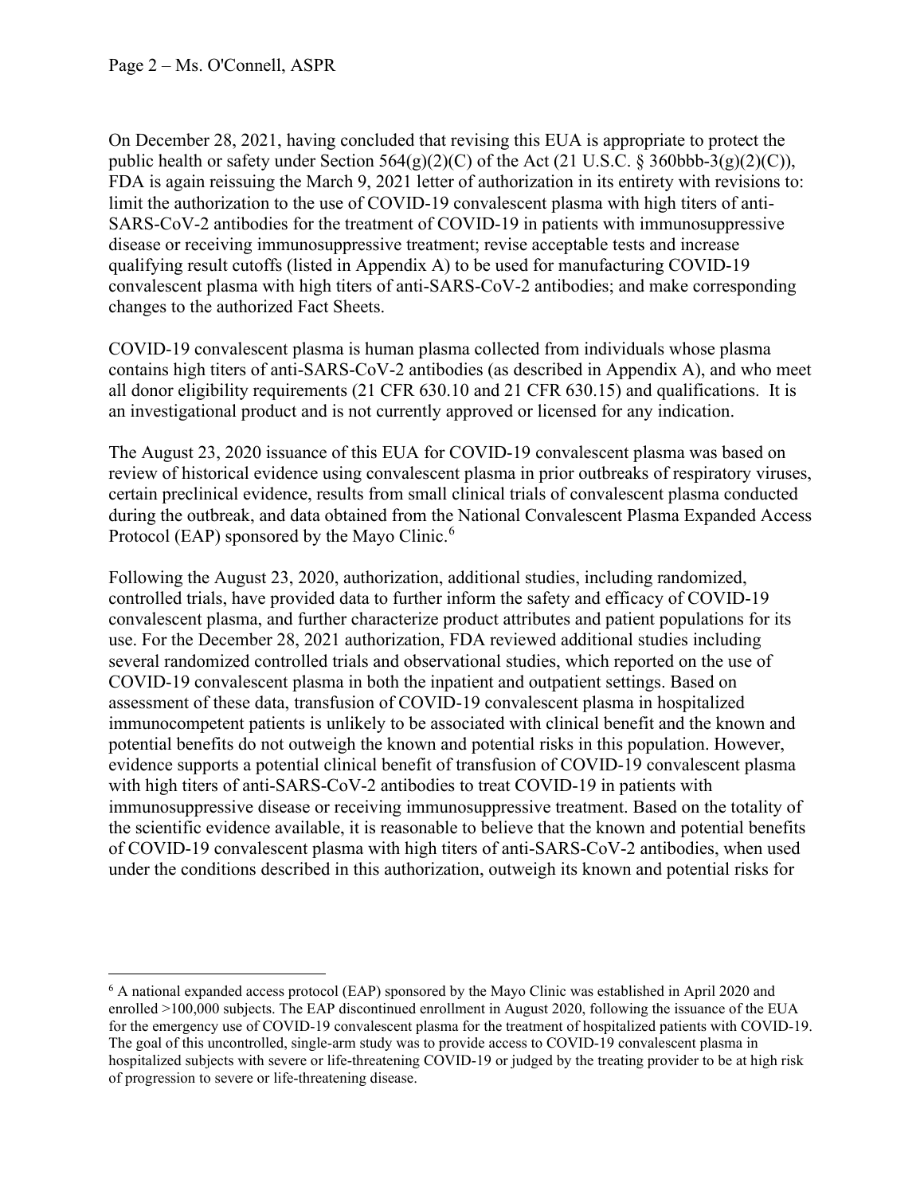On December 28, 2021, having concluded that revising this EUA is appropriate to protect the public health or safety under Section 564(g)(2)(C) of the Act (21 U.S.C. § 360bbb-3(g)(2)(C)), FDA is again reissuing the March 9, 2021 letter of authorization in its entirety with revisions to: limit the authorization to the use of COVID-19 convalescent plasma with high titers of anti-SARS-CoV-2 antibodies for the treatment of COVID-19 in patients with immunosuppressive disease or receiving immunosuppressive treatment; revise acceptable tests and increase qualifying result cutoffs (listed in Appendix A) to be used for manufacturing COVID-19 convalescent plasma with high titers of anti-SARS-CoV-2 antibodies; and make corresponding changes to the authorized Fact Sheets.

COVID-19 convalescent plasma is human plasma collected from individuals whose plasma contains high titers of anti-SARS-CoV-2 antibodies (as described in Appendix A), and who meet all donor eligibility requirements (21 CFR 630.10 and 21 CFR 630.15) and qualifications. It is an investigational product and is not currently approved or licensed for any indication.

The August 23, 2020 issuance of this EUA for COVID-19 convalescent plasma was based on review of historical evidence using convalescent plasma in prior outbreaks of respiratory viruses, certain preclinical evidence, results from small clinical trials of convalescent plasma conducted during the outbreak, and data obtained from the National Convalescent Plasma Expanded Access Protocol (EAP) sponsored by the Mayo Clinic.[6]

Following the August 23, 2020, authorization, additional studies, including randomized, controlled trials, have provided data to further inform the safety and efficacy of COVID-19 convalescent plasma, and further characterize product attributes and patient populations for its use. For the December 28, 2021 authorization, FDA reviewed additional studies including several randomized controlled trials and observational studies, which reported on the use of COVID-19 convalescent plasma in both the inpatient and outpatient settings. Based on assessment of these data, transfusion of COVID-19 convalescent plasma in hospitalized immunocompetent patients is unlikely to be associated with clinical benefit and the known and potential benefits do not outweigh the known and potential risks in this population. However, evidence supports a potential clinical benefit of transfusion of COVID-19 convalescent plasma with high titers of anti-SARS-CoV-2 antibodies to treat COVID-19 in patients with immunosuppressive disease or receiving immunosuppressive treatment. Based on the totality of the scientific evidence available, it is reasonable to believe that the known and potential benefits of COVID-19 convalescent plasma with high titers of anti-SARS-CoV-2 antibodies, when used under the conditions described in this authorization, outweigh its known and potential risks for

---

[6] A national expanded access protocol (EAP) sponsored by the Mayo Clinic was established in April 2020 and enrolled >100,000 subjects. The EAP discontinued enrollment in August 2020, following the issuance of the EUA for the emergency use of COVID-19 convalescent plasma for the treatment of hospitalized patients with COVID-19. The goal of this uncontrolled, single-arm study was to provide access to COVID-19 convalescent plasma in hospitalized subjects with severe or life-threatening COVID-19 or judged by the treating provider to be at high risk of progression to severe or life-threatening disease.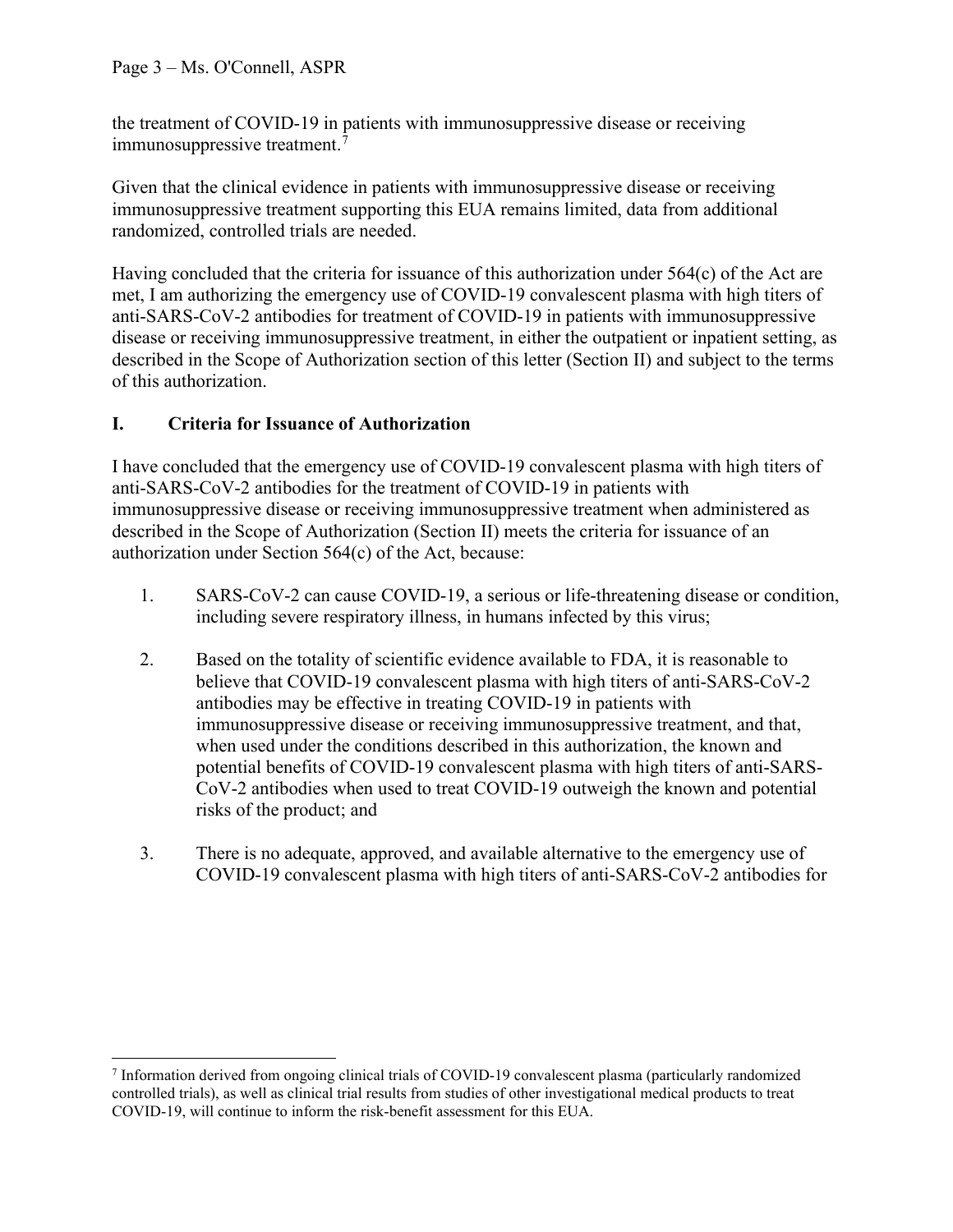the treatment of COVID-19 in patients with immunosuppressive disease or receiving immunosuppressive treatment.[7]

Given that the clinical evidence in patients with immunosuppressive disease or receiving immunosuppressive treatment supporting this EUA remains limited, data from additional randomized, controlled trials are needed.

Having concluded that the criteria for issuance of this authorization under 564(c) of the Act are met, I am authorizing the emergency use of COVID-19 convalescent plasma with high titers of anti-SARS-CoV-2 antibodies for treatment of COVID-19 in patients with immunosuppressive disease or receiving immunosuppressive treatment, in either the outpatient or inpatient setting, as described in the Scope of Authorization section of this letter (Section II) and subject to the terms of this authorization.

## I. Criteria for Issuance of Authorization

I have concluded that the emergency use of COVID-19 convalescent plasma with high titers of anti-SARS-CoV-2 antibodies for the treatment of COVID-19 in patients with immunosuppressive disease or receiving immunosuppressive treatment when administered as described in the Scope of Authorization (Section II) meets the criteria for issuance of an authorization under Section 564(c) of the Act, because:

1. SARS-CoV-2 can cause COVID-19, a serious or life-threatening disease or condition, including severe respiratory illness, in humans infected by this virus;

2. Based on the totality of scientific evidence available to FDA, it is reasonable to believe that COVID-19 convalescent plasma with high titers of anti-SARS-CoV-2 antibodies may be effective in treating COVID-19 in patients with immunosuppressive disease or receiving immunosuppressive treatment, and that, when used under the conditions described in this authorization, the known and potential benefits of COVID-19 convalescent plasma with high titers of anti-SARS-CoV-2 antibodies when used to treat COVID-19 outweigh the known and potential risks of the product; and

3. There is no adequate, approved, and available alternative to the emergency use of COVID-19 convalescent plasma with high titers of anti-SARS-CoV-2 antibodies for

---

[7] Information derived from ongoing clinical trials of COVID-19 convalescent plasma (particularly randomized controlled trials), as well as clinical trial results from studies of other investigational medical products to treat COVID-19, will continue to inform the risk-benefit assessment for this EUA.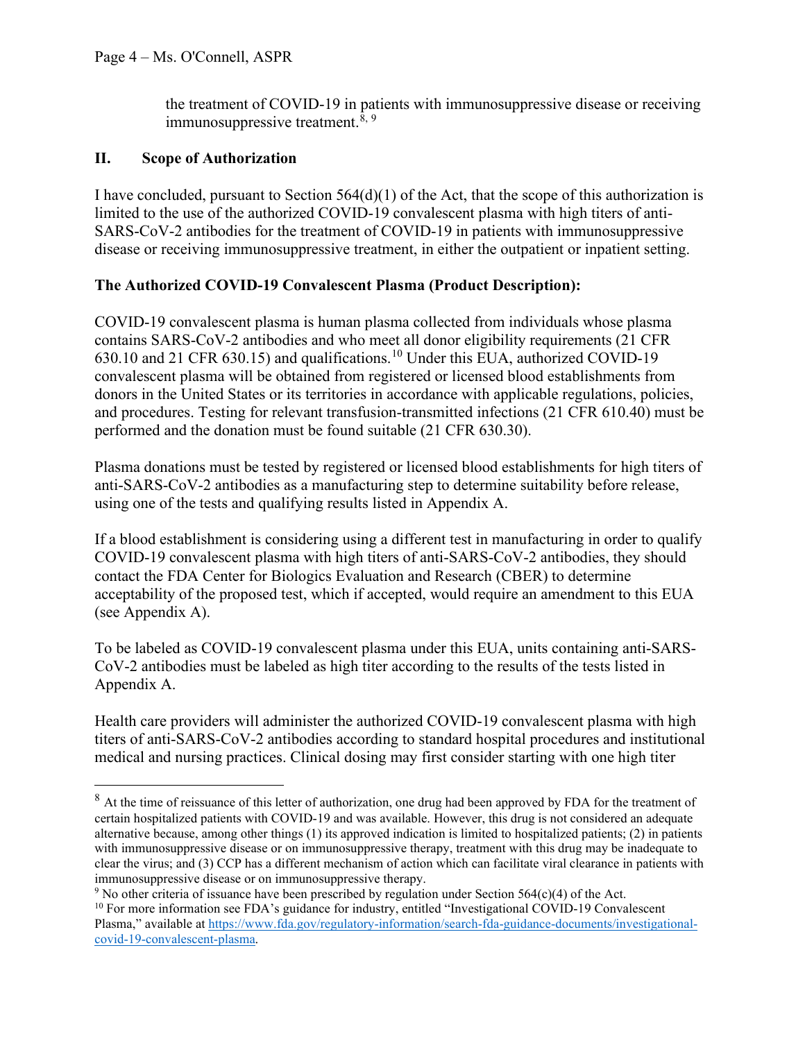the treatment of COVID-19 in patients with immunosuppressive disease or receiving immunosuppressive treatment.[8, 9]

## II. Scope of Authorization

I have concluded, pursuant to Section 564(d)(1) of the Act, that the scope of this authorization is limited to the use of the authorized COVID-19 convalescent plasma with high titers of anti-SARS-CoV-2 antibodies for the treatment of COVID-19 in patients with immunosuppressive disease or receiving immunosuppressive treatment, in either the outpatient or inpatient setting.

**The Authorized COVID-19 Convalescent Plasma (Product Description):**

COVID-19 convalescent plasma is human plasma collected from individuals whose plasma contains SARS-CoV-2 antibodies and who meet all donor eligibility requirements (21 CFR 630.10 and 21 CFR 630.15) and qualifications.[10] Under this EUA, authorized COVID-19 convalescent plasma will be obtained from registered or licensed blood establishments from donors in the United States or its territories in accordance with applicable regulations, policies, and procedures. Testing for relevant transfusion-transmitted infections (21 CFR 610.40) must be performed and the donation must be found suitable (21 CFR 630.30).

Plasma donations must be tested by registered or licensed blood establishments for high titers of anti-SARS-CoV-2 antibodies as a manufacturing step to determine suitability before release, using one of the tests and qualifying results listed in Appendix A.

If a blood establishment is considering using a different test in manufacturing in order to qualify COVID-19 convalescent plasma with high titers of anti-SARS-CoV-2 antibodies, they should contact the FDA Center for Biologics Evaluation and Research (CBER) to determine acceptability of the proposed test, which if accepted, would require an amendment to this EUA (see Appendix A).

To be labeled as COVID-19 convalescent plasma under this EUA, units containing anti-SARS-CoV-2 antibodies must be labeled as high titer according to the results of the tests listed in Appendix A.

Health care providers will administer the authorized COVID-19 convalescent plasma with high titers of anti-SARS-CoV-2 antibodies according to standard hospital procedures and institutional medical and nursing practices. Clinical dosing may first consider starting with one high titer

---

[8] At the time of reissuance of this letter of authorization, one drug had been approved by FDA for the treatment of certain hospitalized patients with COVID-19 and was available. However, this drug is not considered an adequate alternative because, among other things (1) its approved indication is limited to hospitalized patients; (2) in patients with immunosuppressive disease or on immunosuppressive therapy, treatment with this drug may be inadequate to clear the virus; and (3) CCP has a different mechanism of action which can facilitate viral clearance in patients with immunosuppressive disease or on immunosuppressive therapy.

[9] No other criteria of issuance have been prescribed by regulation under Section 564(c)(4) of the Act.

[10] For more information see FDA's guidance for industry, entitled "Investigational COVID-19 Convalescent Plasma," available at https://www.fda.gov/regulatory-information/search-fda-guidance-documents/investigational-covid-19-convalescent-plasma.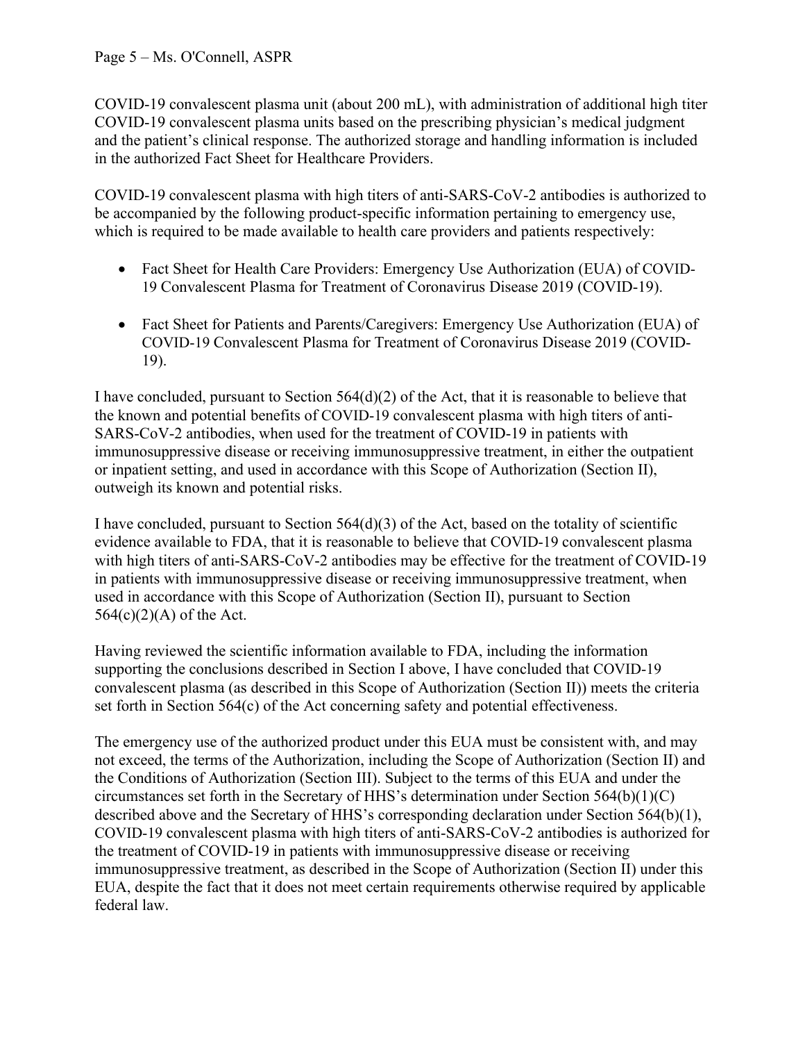COVID-19 convalescent plasma unit (about 200 mL), with administration of additional high titer COVID-19 convalescent plasma units based on the prescribing physician's medical judgment and the patient's clinical response. The authorized storage and handling information is included in the authorized Fact Sheet for Healthcare Providers.

COVID-19 convalescent plasma with high titers of anti-SARS-CoV-2 antibodies is authorized to be accompanied by the following product-specific information pertaining to emergency use, which is required to be made available to health care providers and patients respectively:

- Fact Sheet for Health Care Providers: Emergency Use Authorization (EUA) of COVID-19 Convalescent Plasma for Treatment of Coronavirus Disease 2019 (COVID-19).
- Fact Sheet for Patients and Parents/Caregivers: Emergency Use Authorization (EUA) of COVID-19 Convalescent Plasma for Treatment of Coronavirus Disease 2019 (COVID-19).

I have concluded, pursuant to Section 564(d)(2) of the Act, that it is reasonable to believe that the known and potential benefits of COVID-19 convalescent plasma with high titers of anti-SARS-CoV-2 antibodies, when used for the treatment of COVID-19 in patients with immunosuppressive disease or receiving immunosuppressive treatment, in either the outpatient or inpatient setting, and used in accordance with this Scope of Authorization (Section II), outweigh its known and potential risks.

I have concluded, pursuant to Section 564(d)(3) of the Act, based on the totality of scientific evidence available to FDA, that it is reasonable to believe that COVID-19 convalescent plasma with high titers of anti-SARS-CoV-2 antibodies may be effective for the treatment of COVID-19 in patients with immunosuppressive disease or receiving immunosuppressive treatment, when used in accordance with this Scope of Authorization (Section II), pursuant to Section 564(c)(2)(A) of the Act.

Having reviewed the scientific information available to FDA, including the information supporting the conclusions described in Section I above, I have concluded that COVID-19 convalescent plasma (as described in this Scope of Authorization (Section II)) meets the criteria set forth in Section 564(c) of the Act concerning safety and potential effectiveness.

The emergency use of the authorized product under this EUA must be consistent with, and may not exceed, the terms of the Authorization, including the Scope of Authorization (Section II) and the Conditions of Authorization (Section III). Subject to the terms of this EUA and under the circumstances set forth in the Secretary of HHS's determination under Section 564(b)(1)(C) described above and the Secretary of HHS's corresponding declaration under Section 564(b)(1), COVID-19 convalescent plasma with high titers of anti-SARS-CoV-2 antibodies is authorized for the treatment of COVID-19 in patients with immunosuppressive disease or receiving immunosuppressive treatment, as described in the Scope of Authorization (Section II) under this EUA, despite the fact that it does not meet certain requirements otherwise required by applicable federal law.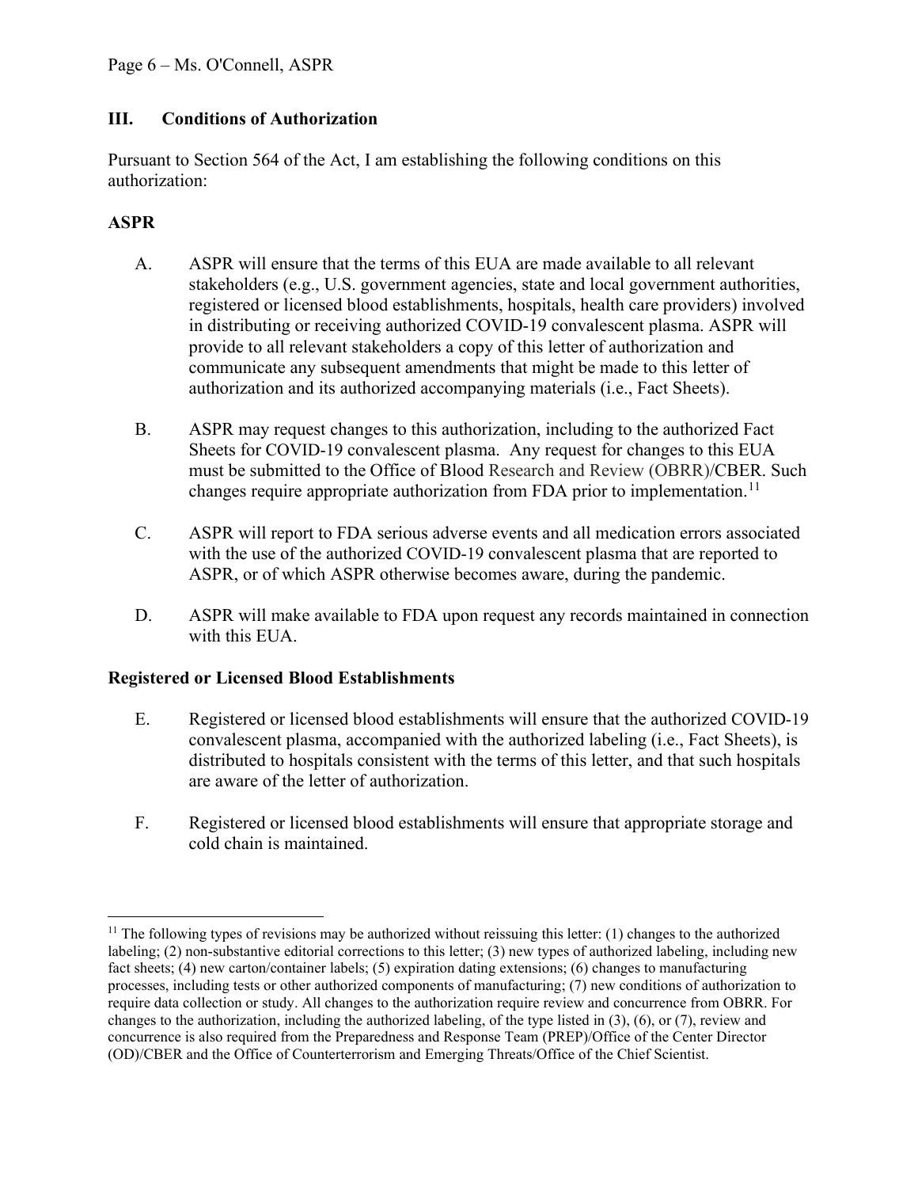## III. Conditions of Authorization

Pursuant to Section 564 of the Act, I am establishing the following conditions on this authorization:

### ASPR

A. ASPR will ensure that the terms of this EUA are made available to all relevant stakeholders (e.g., U.S. government agencies, state and local government authorities, registered or licensed blood establishments, hospitals, health care providers) involved in distributing or receiving authorized COVID-19 convalescent plasma. ASPR will provide to all relevant stakeholders a copy of this letter of authorization and communicate any subsequent amendments that might be made to this letter of authorization and its authorized accompanying materials (i.e., Fact Sheets).

B. ASPR may request changes to this authorization, including to the authorized Fact Sheets for COVID-19 convalescent plasma. Any request for changes to this EUA must be submitted to the Office of Blood Research and Review (OBRR)/CBER. Such changes require appropriate authorization from FDA prior to implementation.[11]

C. ASPR will report to FDA serious adverse events and all medication errors associated with the use of the authorized COVID-19 convalescent plasma that are reported to ASPR, or of which ASPR otherwise becomes aware, during the pandemic.

D. ASPR will make available to FDA upon request any records maintained in connection with this EUA.

### Registered or Licensed Blood Establishments

E. Registered or licensed blood establishments will ensure that the authorized COVID-19 convalescent plasma, accompanied with the authorized labeling (i.e., Fact Sheets), is distributed to hospitals consistent with the terms of this letter, and that such hospitals are aware of the letter of authorization.

F. Registered or licensed blood establishments will ensure that appropriate storage and cold chain is maintained.

---

[11] The following types of revisions may be authorized without reissuing this letter: (1) changes to the authorized labeling; (2) non-substantive editorial corrections to this letter; (3) new types of authorized labeling, including new fact sheets; (4) new carton/container labels; (5) expiration dating extensions; (6) changes to manufacturing processes, including tests or other authorized components of manufacturing; (7) new conditions of authorization to require data collection or study. All changes to the authorization require review and concurrence from OBRR. For changes to the authorization, including the authorized labeling, of the type listed in (3), (6), or (7), review and concurrence is also required from the Preparedness and Response Team (PREP)/Office of the Center Director (OD)/CBER and the Office of Counterterrorism and Emerging Threats/Office of the Chief Scientist.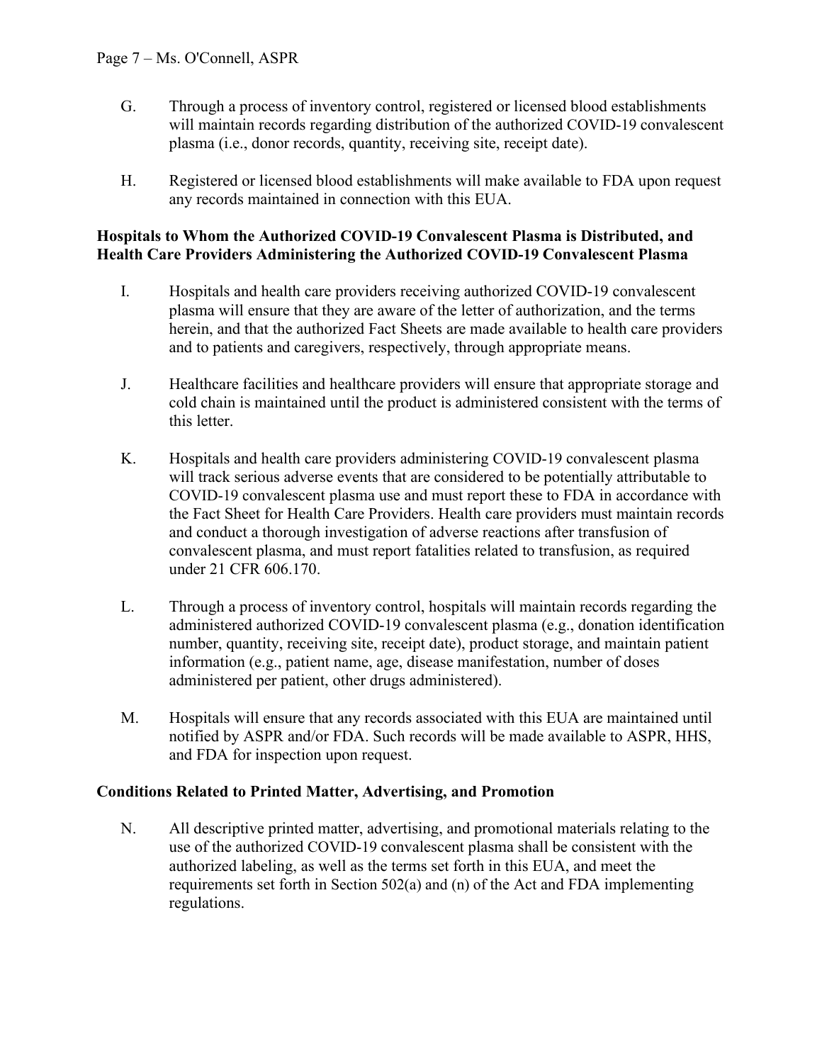G. Through a process of inventory control, registered or licensed blood establishments will maintain records regarding distribution of the authorized COVID-19 convalescent plasma (i.e., donor records, quantity, receiving site, receipt date).

H. Registered or licensed blood establishments will make available to FDA upon request any records maintained in connection with this EUA.

**Hospitals to Whom the Authorized COVID-19 Convalescent Plasma is Distributed, and Health Care Providers Administering the Authorized COVID-19 Convalescent Plasma**

I. Hospitals and health care providers receiving authorized COVID-19 convalescent plasma will ensure that they are aware of the letter of authorization, and the terms herein, and that the authorized Fact Sheets are made available to health care providers and to patients and caregivers, respectively, through appropriate means.

J. Healthcare facilities and healthcare providers will ensure that appropriate storage and cold chain is maintained until the product is administered consistent with the terms of this letter.

K. Hospitals and health care providers administering COVID-19 convalescent plasma will track serious adverse events that are considered to be potentially attributable to COVID-19 convalescent plasma use and must report these to FDA in accordance with the Fact Sheet for Health Care Providers. Health care providers must maintain records and conduct a thorough investigation of adverse reactions after transfusion of convalescent plasma, and must report fatalities related to transfusion, as required under 21 CFR 606.170.

L. Through a process of inventory control, hospitals will maintain records regarding the administered authorized COVID-19 convalescent plasma (e.g., donation identification number, quantity, receiving site, receipt date), product storage, and maintain patient information (e.g., patient name, age, disease manifestation, number of doses administered per patient, other drugs administered).

M. Hospitals will ensure that any records associated with this EUA are maintained until notified by ASPR and/or FDA. Such records will be made available to ASPR, HHS, and FDA for inspection upon request.

**Conditions Related to Printed Matter, Advertising, and Promotion**

N. All descriptive printed matter, advertising, and promotional materials relating to the use of the authorized COVID-19 convalescent plasma shall be consistent with the authorized labeling, as well as the terms set forth in this EUA, and meet the requirements set forth in Section 502(a) and (n) of the Act and FDA implementing regulations.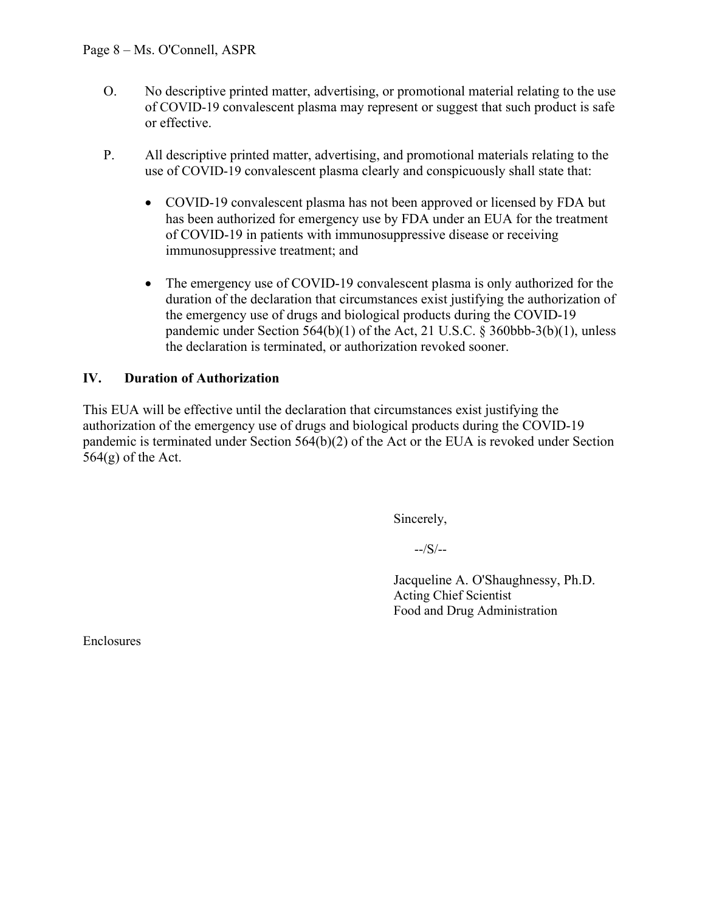O. No descriptive printed matter, advertising, or promotional material relating to the use of COVID-19 convalescent plasma may represent or suggest that such product is safe or effective.

P. All descriptive printed matter, advertising, and promotional materials relating to the use of COVID-19 convalescent plasma clearly and conspicuously shall state that:

- COVID-19 convalescent plasma has not been approved or licensed by FDA but has been authorized for emergency use by FDA under an EUA for the treatment of COVID-19 in patients with immunosuppressive disease or receiving immunosuppressive treatment; and

- The emergency use of COVID-19 convalescent plasma is only authorized for the duration of the declaration that circumstances exist justifying the authorization of the emergency use of drugs and biological products during the COVID-19 pandemic under Section 564(b)(1) of the Act, 21 U.S.C. § 360bbb-3(b)(1), unless the declaration is terminated, or authorization revoked sooner.

## IV. Duration of Authorization

This EUA will be effective until the declaration that circumstances exist justifying the authorization of the emergency use of drugs and biological products during the COVID-19 pandemic is terminated under Section 564(b)(2) of the Act or the EUA is revoked under Section 564(g) of the Act.

Sincerely,

--/S/--

Jacqueline A. O'Shaughnessy, Ph.D.
Acting Chief Scientist
Food and Drug Administration

Enclosures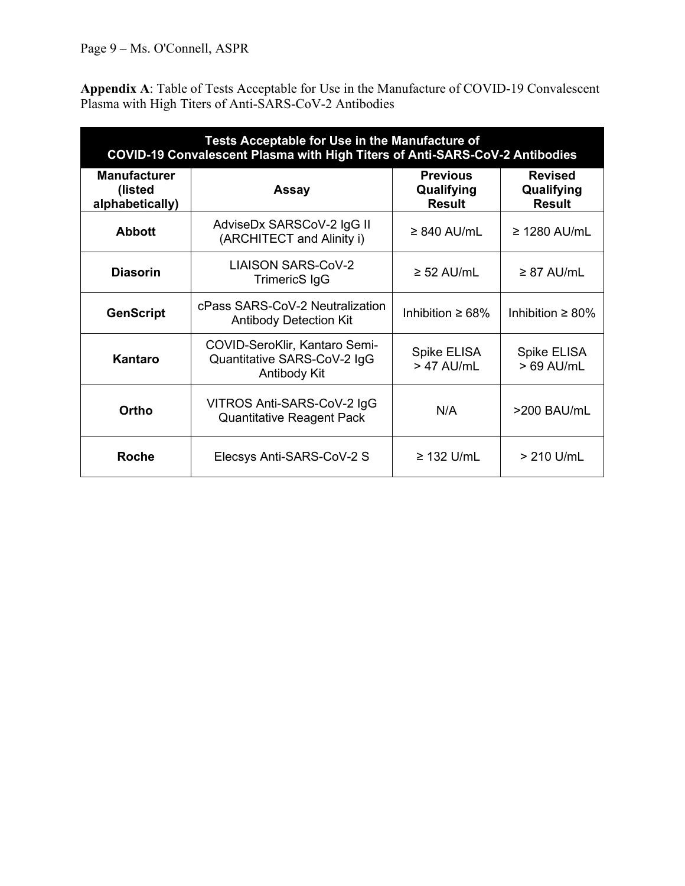**Appendix A**: Table of Tests Acceptable for Use in the Manufacture of COVID-19 Convalescent Plasma with High Titers of Anti-SARS-CoV-2 Antibodies

| Tests Acceptable for Use in the Manufacture of COVID-19 Convalescent Plasma with High Titers of Anti-SARS-CoV-2 Antibodies | | | |
|---|---|---|---|
| **Manufacturer (listed alphabetically)** | **Assay** | **Previous Qualifying Result** | **Revised Qualifying Result** |
| **Abbott** | AdviseDx SARSCoV-2 IgG II (ARCHITECT and Alinity i) | ≥ 840 AU/mL | ≥ 1280 AU/mL |
| **Diasorin** | LIAISON SARS-CoV-2 TrimericS IgG | ≥ 52 AU/mL | ≥ 87 AU/mL |
| **GenScript** | cPass SARS-CoV-2 Neutralization Antibody Detection Kit | Inhibition ≥ 68% | Inhibition ≥ 80% |
| **Kantaro** | COVID-SeroKlir, Kantaro Semi-Quantitative SARS-CoV-2 IgG Antibody Kit | Spike ELISA > 47 AU/mL | Spike ELISA > 69 AU/mL |
| **Ortho** | VITROS Anti-SARS-CoV-2 IgG Quantitative Reagent Pack | N/A | >200 BAU/mL |
| **Roche** | Elecsys Anti-SARS-CoV-2 S | ≥ 132 U/mL | > 210 U/mL |